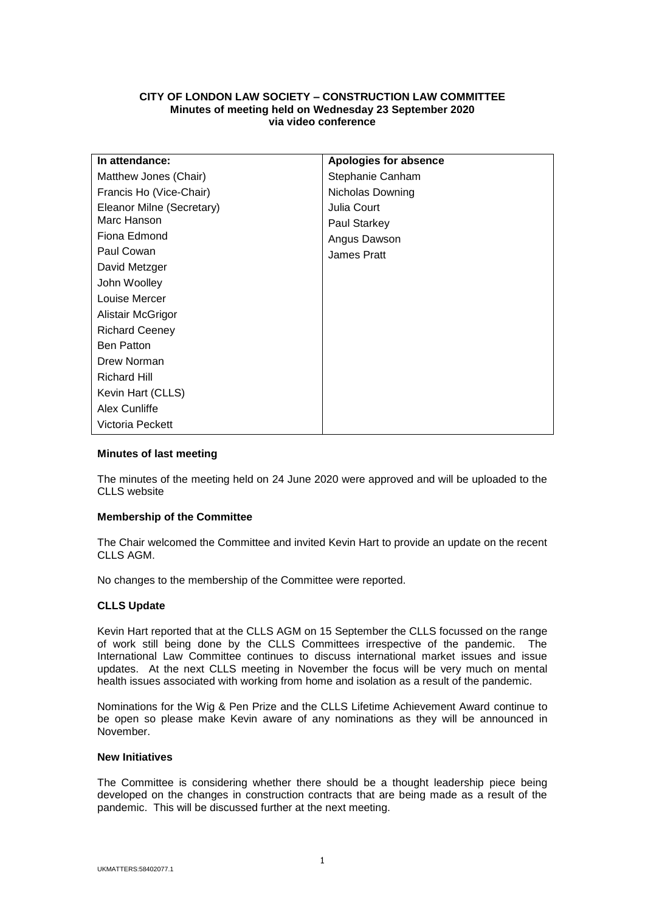**CITY OF LONDON LAW SOCIETY – CONSTRUCTION LAW COMMITTEE**
**Minutes of meeting held on Wednesday 23 September 2020**
**via video conference**

| In attendance: | Apologies for absence |
|---|---|
| Matthew Jones (Chair) | Stephanie Canham |
| Francis Ho (Vice-Chair) | Nicholas Downing |
| Eleanor Milne (Secretary) | Julia Court |
| Marc Hanson | Paul Starkey |
| Fiona Edmond | Angus Dawson |
| Paul Cowan | James Pratt |
| David Metzger | |
| John Woolley | |
| Louise Mercer | |
| Alistair McGrigor | |
| Richard Ceeney | |
| Ben Patton | |
| Drew Norman | |
| Richard Hill | |
| Kevin Hart (CLLS) | |
| Alex Cunliffe | |
| Victoria Peckett | |

**Minutes of last meeting**

The minutes of the meeting held on 24 June 2020 were approved and will be uploaded to the CLLS website

**Membership of the Committee**

The Chair welcomed the Committee and invited Kevin Hart to provide an update on the recent CLLS AGM.

No changes to the membership of the Committee were reported.

**CLLS Update**

Kevin Hart reported that at the CLLS AGM on 15 September the CLLS focussed on the range of work still being done by the CLLS Committees irrespective of the pandemic. The International Law Committee continues to discuss international market issues and issue updates. At the next CLLS meeting in November the focus will be very much on mental health issues associated with working from home and isolation as a result of the pandemic.

Nominations for the Wig & Pen Prize and the CLLS Lifetime Achievement Award continue to be open so please make Kevin aware of any nominations as they will be announced in November.

**New Initiatives**

The Committee is considering whether there should be a thought leadership piece being developed on the changes in construction contracts that are being made as a result of the pandemic. This will be discussed further at the next meeting.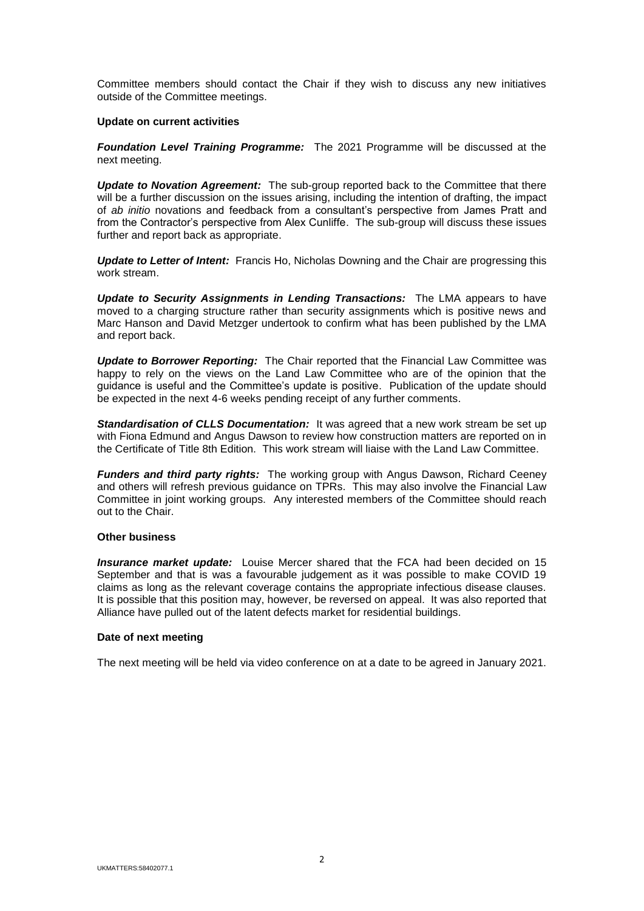Committee members should contact the Chair if they wish to discuss any new initiatives outside of the Committee meetings.

**Update on current activities**

***Foundation Level Training Programme:*** The 2021 Programme will be discussed at the next meeting.

***Update to Novation Agreement:*** The sub-group reported back to the Committee that there will be a further discussion on the issues arising, including the intention of drafting, the impact of *ab initio* novations and feedback from a consultant's perspective from James Pratt and from the Contractor's perspective from Alex Cunliffe. The sub-group will discuss these issues further and report back as appropriate.

***Update to Letter of Intent:*** Francis Ho, Nicholas Downing and the Chair are progressing this work stream.

***Update to Security Assignments in Lending Transactions:*** The LMA appears to have moved to a charging structure rather than security assignments which is positive news and Marc Hanson and David Metzger undertook to confirm what has been published by the LMA and report back.

***Update to Borrower Reporting:*** The Chair reported that the Financial Law Committee was happy to rely on the views on the Land Law Committee who are of the opinion that the guidance is useful and the Committee's update is positive. Publication of the update should be expected in the next 4-6 weeks pending receipt of any further comments.

***Standardisation of CLLS Documentation:*** It was agreed that a new work stream be set up with Fiona Edmund and Angus Dawson to review how construction matters are reported on in the Certificate of Title 8th Edition. This work stream will liaise with the Land Law Committee.

***Funders and third party rights:*** The working group with Angus Dawson, Richard Ceeney and others will refresh previous guidance on TPRs. This may also involve the Financial Law Committee in joint working groups. Any interested members of the Committee should reach out to the Chair.

**Other business**

***Insurance market update:*** Louise Mercer shared that the FCA had been decided on 15 September and that is was a favourable judgement as it was possible to make COVID 19 claims as long as the relevant coverage contains the appropriate infectious disease clauses. It is possible that this position may, however, be reversed on appeal. It was also reported that Alliance have pulled out of the latent defects market for residential buildings.

**Date of next meeting**

The next meeting will be held via video conference on at a date to be agreed in January 2021.